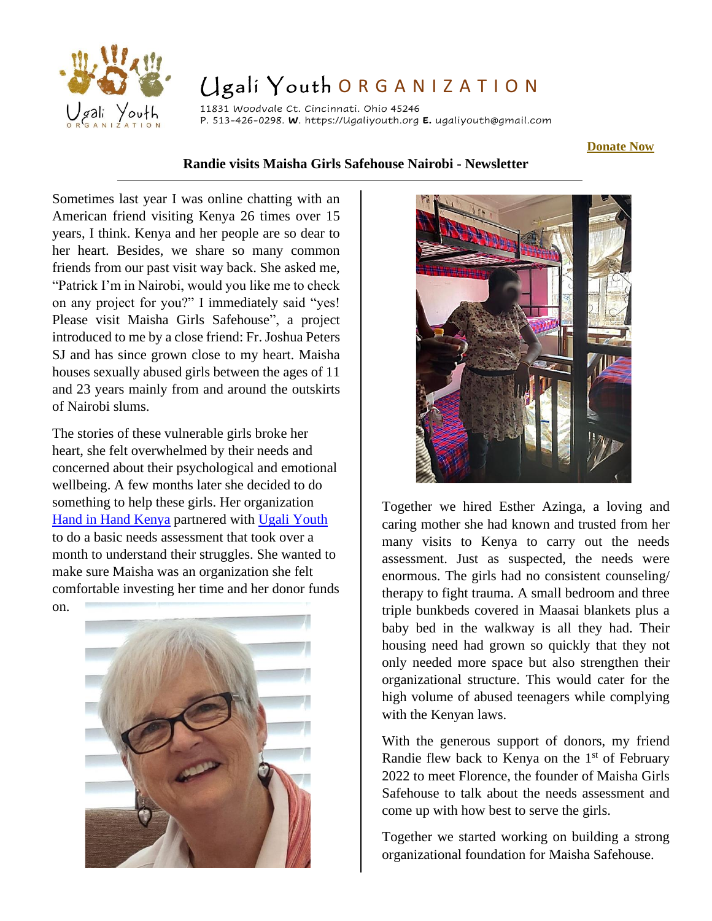# Ugali Youth ORGANIZATION

11831 Woodvale Ct. Cincinnati. Ohio 45246
P. 513-426-0298. **W**. https://Ugaliyouth.org **E.** ugaliyouth@gmail.com

**Donate Now**

## Randie visits Maisha Girls Safehouse Nairobi - Newsletter

Sometimes last year I was online chatting with an American friend visiting Kenya 26 times over 15 years, I think. Kenya and her people are so dear to her heart. Besides, we share so many common friends from our past visit way back. She asked me, "Patrick I'm in Nairobi, would you like me to check on any project for you?" I immediately said "yes! Please visit Maisha Girls Safehouse", a project introduced to me by a close friend: Fr. Joshua Peters SJ and has since grown close to my heart. Maisha houses sexually abused girls between the ages of 11 and 23 years mainly from and around the outskirts of Nairobi slums.

The stories of these vulnerable girls broke her heart, she felt overwhelmed by their needs and concerned about their psychological and emotional wellbeing. A few months later she decided to do something to help these girls. Her organization Hand in Hand Kenya partnered with Ugali Youth to do a basic needs assessment that took over a month to understand their struggles. She wanted to make sure Maisha was an organization she felt comfortable investing her time and her donor funds on.

Together we hired Esther Azinga, a loving and caring mother she had known and trusted from her many visits to Kenya to carry out the needs assessment. Just as suspected, the needs were enormous. The girls had no consistent counseling/ therapy to fight trauma. A small bedroom and three triple bunkbeds covered in Maasai blankets plus a baby bed in the walkway is all they had. Their housing need had grown so quickly that they not only needed more space but also strengthen their organizational structure. This would cater for the high volume of abused teenagers while complying with the Kenyan laws.

With the generous support of donors, my friend Randie flew back to Kenya on the 1st of February 2022 to meet Florence, the founder of Maisha Girls Safehouse to talk about the needs assessment and come up with how best to serve the girls.

Together we started working on building a strong organizational foundation for Maisha Safehouse.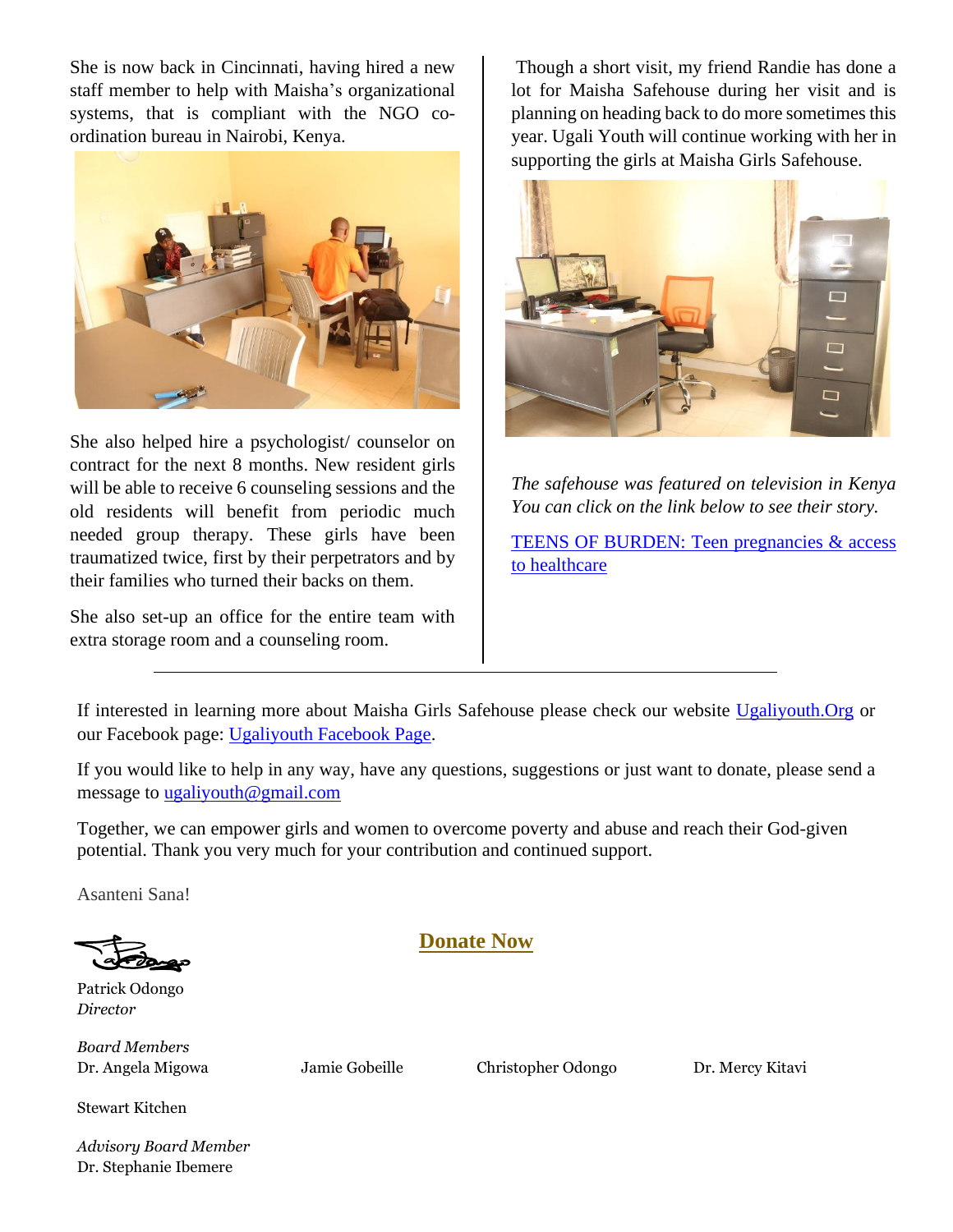She is now back in Cincinnati, having hired a new staff member to help with Maisha's organizational systems, that is compliant with the NGO co-ordination bureau in Nairobi, Kenya.

She also helped hire a psychologist/ counselor on contract for the next 8 months. New resident girls will be able to receive 6 counseling sessions and the old residents will benefit from periodic much needed group therapy. These girls have been traumatized twice, first by their perpetrators and by their families who turned their backs on them.

She also set-up an office for the entire team with extra storage room and a counseling room.

Though a short visit, my friend Randie has done a lot for Maisha Safehouse during her visit and is planning on heading back to do more sometimes this year. Ugali Youth will continue working with her in supporting the girls at Maisha Girls Safehouse.

*The safehouse was featured on television in Kenya You can click on the link below to see their story.*

TEENS OF BURDEN: Teen pregnancies & access to healthcare

---

If interested in learning more about Maisha Girls Safehouse please check our website Ugaliyouth.Org or our Facebook page: Ugaliyouth Facebook Page.

If you would like to help in any way, have any questions, suggestions or just want to donate, please send a message to ugaliyouth@gmail.com

Together, we can empower girls and women to overcome poverty and abuse and reach their God-given potential. Thank you very much for your contribution and continued support.

Asanteni Sana!

**Donate Now**

Patrick Odongo
*Director*

*Board Members*
Dr. Angela Migowa
Jamie Gobeille
Christopher Odongo
Dr. Mercy Kitavi
Stewart Kitchen

*Advisory Board Member*
Dr. Stephanie Ibemere